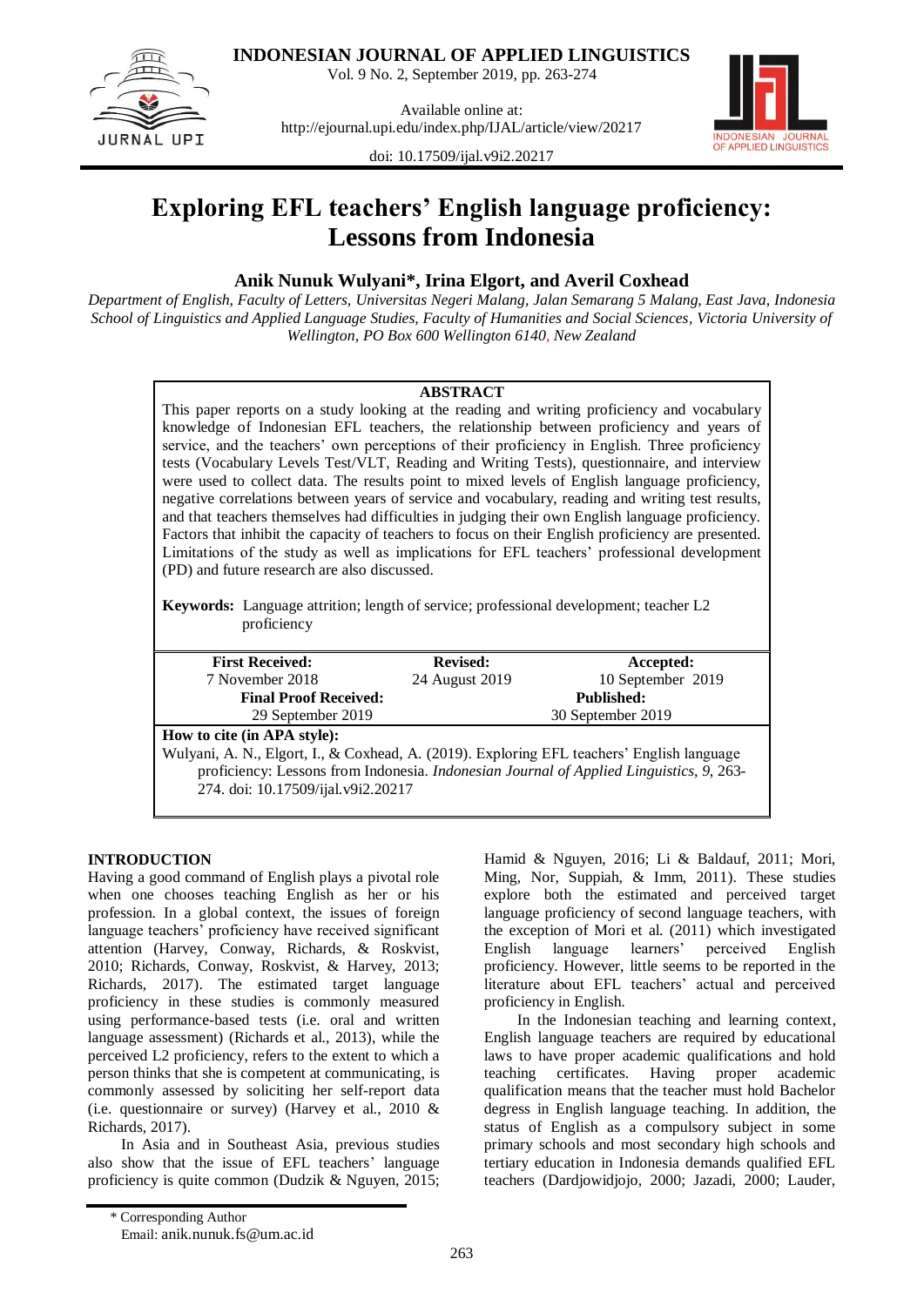# Exploring EFL teachers' English language proficiency: Lessons from Indonesia

**Anik Nunuk Wulyani*, Irina Elgort, and Averil Coxhead**

*Department of English, Faculty of Letters, Universitas Negeri Malang, Jalan Semarang 5 Malang, East Java, Indonesia*
*School of Linguistics and Applied Language Studies, Faculty of Humanities and Social Sciences, Victoria University of Wellington, PO Box 600 Wellington 6140, New Zealand*

## ABSTRACT

This paper reports on a study looking at the reading and writing proficiency and vocabulary knowledge of Indonesian EFL teachers, the relationship between proficiency and years of service, and the teachers' own perceptions of their proficiency in English. Three proficiency tests (Vocabulary Levels Test/VLT, Reading and Writing Tests), questionnaire, and interview were used to collect data. The results point to mixed levels of English language proficiency, negative correlations between years of service and vocabulary, reading and writing test results, and that teachers themselves had difficulties in judging their own English language proficiency. Factors that inhibit the capacity of teachers to focus on their English proficiency are presented. Limitations of the study as well as implications for EFL teachers' professional development (PD) and future research are also discussed.

**Keywords:** Language attrition; length of service; professional development; teacher L2 proficiency

| **First Received:** | **Revised:** | **Accepted:** |
|---|---|---|
| 7 November 2018 | 24 August 2019 | 10 September 2019 |
| **Final Proof Received:** | | **Published:** |
| 29 September 2019 | | 30 September 2019 |

**How to cite (in APA style):**
Wulyani, A. N., Elgort, I., & Coxhead, A. (2019). Exploring EFL teachers' English language proficiency: Lessons from Indonesia. *Indonesian Journal of Applied Linguistics, 9*, 263-274. doi: 10.17509/ijal.v9i2.20217

## INTRODUCTION

Having a good command of English plays a pivotal role when one chooses teaching English as her or his profession. In a global context, the issues of foreign language teachers' proficiency have received significant attention (Harvey, Conway, Richards, & Roskvist, 2010; Richards, Conway, Roskvist, & Harvey, 2013; Richards, 2017). The estimated target language proficiency in these studies is commonly measured using performance-based tests (i.e. oral and written language assessment) (Richards et al., 2013), while the perceived L2 proficiency, refers to the extent to which a person thinks that she is competent at communicating, is commonly assessed by soliciting her self-report data (i.e. questionnaire or survey) (Harvey et al., 2010 & Richards, 2017).

In Asia and in Southeast Asia, previous studies also show that the issue of EFL teachers' language proficiency is quite common (Dudzik & Nguyen, 2015; Hamid & Nguyen, 2016; Li & Baldauf, 2011; Mori, Ming, Nor, Suppiah, & Imm, 2011). These studies explore both the estimated and perceived target language proficiency of second language teachers, with the exception of Mori et al. (2011) which investigated English language learners' perceived English proficiency. However, little seems to be reported in the literature about EFL teachers' actual and perceived proficiency in English.

In the Indonesian teaching and learning context, English language teachers are required by educational laws to have proper academic qualifications and hold teaching certificates. Having proper academic qualification means that the teacher must hold Bachelor degress in English language teaching. In addition, the status of English as a compulsory subject in some primary schools and most secondary high schools and tertiary education in Indonesia demands qualified EFL teachers (Dardjowidjojo, 2000; Jazadi, 2000; Lauder,

\* Corresponding Author
Email: anik.nunuk.fs@um.ac.id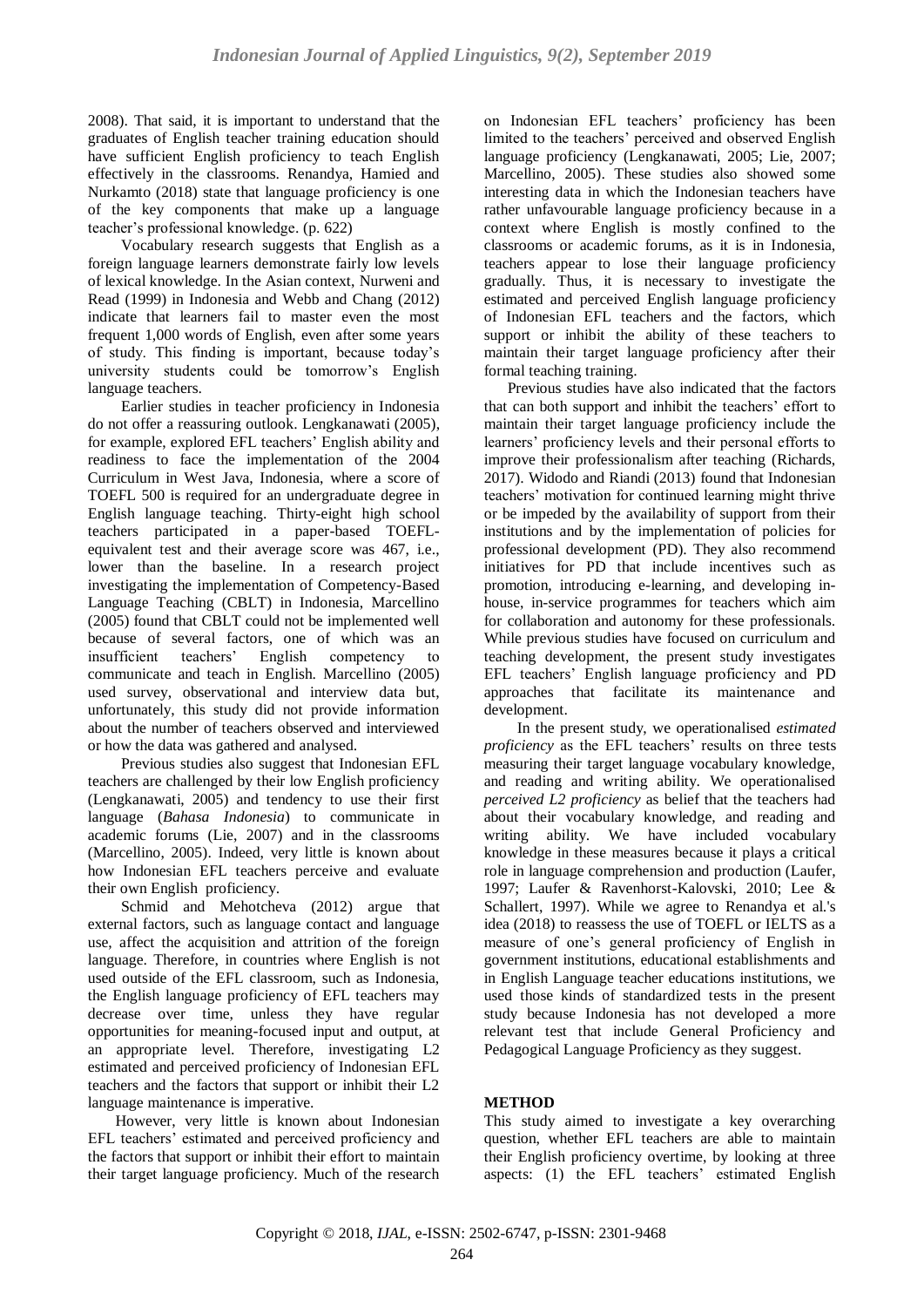2008). That said, it is important to understand that the graduates of English teacher training education should have sufficient English proficiency to teach English effectively in the classrooms. Renandya, Hamied and Nurkamto (2018) state that language proficiency is one of the key components that make up a language teacher's professional knowledge. (p. 622)

Vocabulary research suggests that English as a foreign language learners demonstrate fairly low levels of lexical knowledge. In the Asian context, Nurweni and Read (1999) in Indonesia and Webb and Chang (2012) indicate that learners fail to master even the most frequent 1,000 words of English, even after some years of study. This finding is important, because today's university students could be tomorrow's English language teachers.

Earlier studies in teacher proficiency in Indonesia do not offer a reassuring outlook. Lengkanawati (2005), for example, explored EFL teachers' English ability and readiness to face the implementation of the 2004 Curriculum in West Java, Indonesia, where a score of TOEFL 500 is required for an undergraduate degree in English language teaching. Thirty-eight high school teachers participated in a paper-based TOEFL-equivalent test and their average score was 467, i.e., lower than the baseline. In a research project investigating the implementation of Competency-Based Language Teaching (CBLT) in Indonesia, Marcellino (2005) found that CBLT could not be implemented well because of several factors, one of which was an insufficient teachers' English competency to communicate and teach in English. Marcellino (2005) used survey, observational and interview data but, unfortunately, this study did not provide information about the number of teachers observed and interviewed or how the data was gathered and analysed.

Previous studies also suggest that Indonesian EFL teachers are challenged by their low English proficiency (Lengkanawati, 2005) and tendency to use their first language (*Bahasa Indonesia*) to communicate in academic forums (Lie, 2007) and in the classrooms (Marcellino, 2005). Indeed, very little is known about how Indonesian EFL teachers perceive and evaluate their own English proficiency.

Schmid and Mehotcheva (2012) argue that external factors, such as language contact and language use, affect the acquisition and attrition of the foreign language. Therefore, in countries where English is not used outside of the EFL classroom, such as Indonesia, the English language proficiency of EFL teachers may decrease over time, unless they have regular opportunities for meaning-focused input and output, at an appropriate level. Therefore, investigating L2 estimated and perceived proficiency of Indonesian EFL teachers and the factors that support or inhibit their L2 language maintenance is imperative.

However, very little is known about Indonesian EFL teachers' estimated and perceived proficiency and the factors that support or inhibit their effort to maintain their target language proficiency. Much of the research on Indonesian EFL teachers' proficiency has been limited to the teachers' perceived and observed English language proficiency (Lengkanawati, 2005; Lie, 2007; Marcellino, 2005). These studies also showed some interesting data in which the Indonesian teachers have rather unfavourable language proficiency because in a context where English is mostly confined to the classrooms or academic forums, as it is in Indonesia, teachers appear to lose their language proficiency gradually. Thus, it is necessary to investigate the estimated and perceived English language proficiency of Indonesian EFL teachers and the factors, which support or inhibit the ability of these teachers to maintain their target language proficiency after their formal teaching training.

Previous studies have also indicated that the factors that can both support and inhibit the teachers' effort to maintain their target language proficiency include the learners' proficiency levels and their personal efforts to improve their professionalism after teaching (Richards, 2017). Widodo and Riandi (2013) found that Indonesian teachers' motivation for continued learning might thrive or be impeded by the availability of support from their institutions and by the implementation of policies for professional development (PD). They also recommend initiatives for PD that include incentives such as promotion, introducing e-learning, and developing in-house, in-service programmes for teachers which aim for collaboration and autonomy for these professionals. While previous studies have focused on curriculum and teaching development, the present study investigates EFL teachers' English language proficiency and PD approaches that facilitate its maintenance and development.

In the present study, we operationalised *estimated proficiency* as the EFL teachers' results on three tests measuring their target language vocabulary knowledge, and reading and writing ability. We operationalised *perceived L2 proficiency* as belief that the teachers had about their vocabulary knowledge, and reading and writing ability. We have included vocabulary knowledge in these measures because it plays a critical role in language comprehension and production (Laufer, 1997; Laufer & Ravenhorst-Kalovski, 2010; Lee & Schallert, 1997). While we agree to Renandya et al.'s idea (2018) to reassess the use of TOEFL or IELTS as a measure of one's general proficiency of English in government institutions, educational establishments and in English Language teacher educations institutions, we used those kinds of standardized tests in the present study because Indonesia has not developed a more relevant test that include General Proficiency and Pedagogical Language Proficiency as they suggest.

## METHOD

This study aimed to investigate a key overarching question, whether EFL teachers are able to maintain their English proficiency overtime, by looking at three aspects: (1) the EFL teachers' estimated English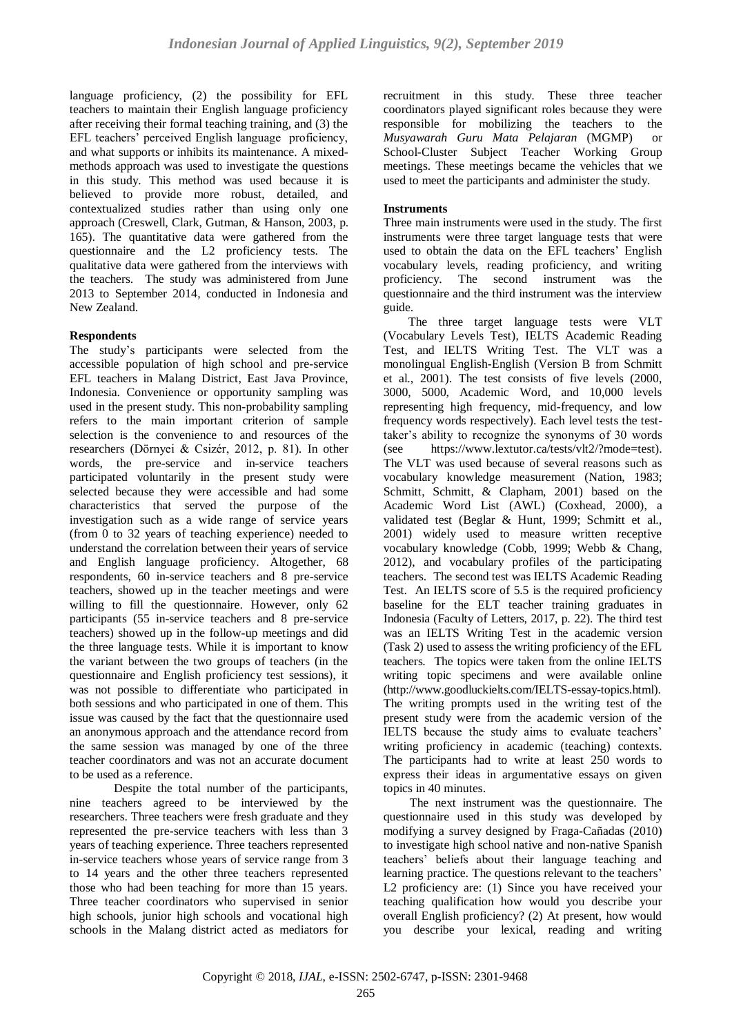language proficiency, (2) the possibility for EFL teachers to maintain their English language proficiency after receiving their formal teaching training, and (3) the EFL teachers' perceived English language proficiency, and what supports or inhibits its maintenance. A mixed-methods approach was used to investigate the questions in this study. This method was used because it is believed to provide more robust, detailed, and contextualized studies rather than using only one approach (Creswell, Clark, Gutman, & Hanson, 2003, p. 165). The quantitative data were gathered from the questionnaire and the L2 proficiency tests. The qualitative data were gathered from the interviews with the teachers. The study was administered from June 2013 to September 2014, conducted in Indonesia and New Zealand.

**Respondents**

The study's participants were selected from the accessible population of high school and pre-service EFL teachers in Malang District, East Java Province, Indonesia. Convenience or opportunity sampling was used in the present study. This non-probability sampling refers to the main important criterion of sample selection is the convenience to and resources of the researchers (Dörnyei & Csizér, 2012, p. 81). In other words, the pre-service and in-service teachers participated voluntarily in the present study were selected because they were accessible and had some characteristics that served the purpose of the investigation such as a wide range of service years (from 0 to 32 years of teaching experience) needed to understand the correlation between their years of service and English language proficiency. Altogether, 68 respondents, 60 in-service teachers and 8 pre-service teachers, showed up in the teacher meetings and were willing to fill the questionnaire. However, only 62 participants (55 in-service teachers and 8 pre-service teachers) showed up in the follow-up meetings and did the three language tests. While it is important to know the variant between the two groups of teachers (in the questionnaire and English proficiency test sessions), it was not possible to differentiate who participated in both sessions and who participated in one of them. This issue was caused by the fact that the questionnaire used an anonymous approach and the attendance record from the same session was managed by one of the three teacher coordinators and was not an accurate document to be used as a reference.

Despite the total number of the participants, nine teachers agreed to be interviewed by the researchers. Three teachers were fresh graduate and they represented the pre-service teachers with less than 3 years of teaching experience. Three teachers represented in-service teachers whose years of service range from 3 to 14 years and the other three teachers represented those who had been teaching for more than 15 years. Three teacher coordinators who supervised in senior high schools, junior high schools and vocational high schools in the Malang district acted as mediators for recruitment in this study. These three teacher coordinators played significant roles because they were responsible for mobilizing the teachers to the *Musyawarah Guru Mata Pelajaran* (MGMP) or School-Cluster Subject Teacher Working Group meetings. These meetings became the vehicles that we used to meet the participants and administer the study.

**Instruments**

Three main instruments were used in the study. The first instruments were three target language tests that were used to obtain the data on the EFL teachers' English vocabulary levels, reading proficiency, and writing proficiency. The second instrument was the questionnaire and the third instrument was the interview guide.

The three target language tests were VLT (Vocabulary Levels Test), IELTS Academic Reading Test, and IELTS Writing Test. The VLT was a monolingual English-English (Version B from Schmitt et al., 2001). The test consists of five levels (2000, 3000, 5000, Academic Word, and 10,000 levels representing high frequency, mid-frequency, and low frequency words respectively). Each level tests the test-taker's ability to recognize the synonyms of 30 words (see https://www.lextutor.ca/tests/vlt2/?mode=test). The VLT was used because of several reasons such as vocabulary knowledge measurement (Nation, 1983; Schmitt, Schmitt, & Clapham, 2001) based on the Academic Word List (AWL) (Coxhead, 2000), a validated test (Beglar & Hunt, 1999; Schmitt et al., 2001) widely used to measure written receptive vocabulary knowledge (Cobb, 1999; Webb & Chang, 2012), and vocabulary profiles of the participating teachers. The second test was IELTS Academic Reading Test. An IELTS score of 5.5 is the required proficiency baseline for the ELT teacher training graduates in Indonesia (Faculty of Letters, 2017, p. 22). The third test was an IELTS Writing Test in the academic version (Task 2) used to assess the writing proficiency of the EFL teachers. The topics were taken from the online IELTS writing topic specimens and were available online (http://www.goodluckielts.com/IELTS-essay-topics.html). The writing prompts used in the writing test of the present study were from the academic version of the IELTS because the study aims to evaluate teachers' writing proficiency in academic (teaching) contexts. The participants had to write at least 250 words to express their ideas in argumentative essays on given topics in 40 minutes.

The next instrument was the questionnaire. The questionnaire used in this study was developed by modifying a survey designed by Fraga-Cañadas (2010) to investigate high school native and non-native Spanish teachers' beliefs about their language teaching and learning practice. The questions relevant to the teachers' L2 proficiency are: (1) Since you have received your teaching qualification how would you describe your overall English proficiency? (2) At present, how would you describe your lexical, reading and writing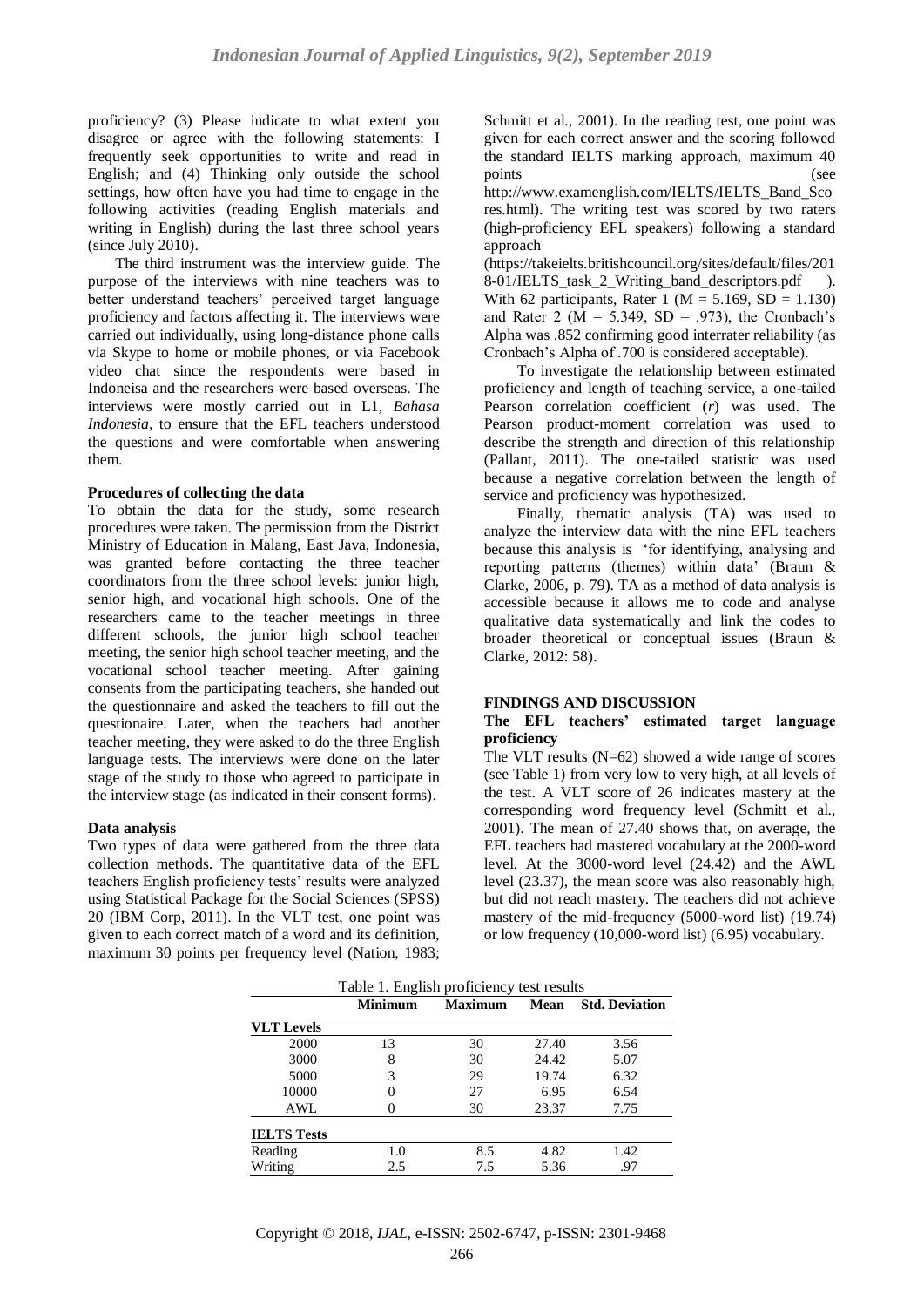proficiency? (3) Please indicate to what extent you disagree or agree with the following statements: I frequently seek opportunities to write and read in English; and (4) Thinking only outside the school settings, how often have you had time to engage in the following activities (reading English materials and writing in English) during the last three school years (since July 2010).

The third instrument was the interview guide. The purpose of the interviews with nine teachers was to better understand teachers' perceived target language proficiency and factors affecting it. The interviews were carried out individually, using long-distance phone calls via Skype to home or mobile phones, or via Facebook video chat since the respondents were based in Indoneisa and the researchers were based overseas. The interviews were mostly carried out in L1, *Bahasa Indonesia*, to ensure that the EFL teachers understood the questions and were comfortable when answering them.

**Procedures of collecting the data**

To obtain the data for the study, some research procedures were taken. The permission from the District Ministry of Education in Malang, East Java, Indonesia, was granted before contacting the three teacher coordinators from the three school levels: junior high, senior high, and vocational high schools. One of the researchers came to the teacher meetings in three different schools, the junior high school teacher meeting, the senior high school teacher meeting, and the vocational school teacher meeting. After gaining consents from the participating teachers, she handed out the questionnaire and asked the teachers to fill out the questionaire. Later, when the teachers had another teacher meeting, they were asked to do the three English language tests. The interviews were done on the later stage of the study to those who agreed to participate in the interview stage (as indicated in their consent forms).

**Data analysis**

Two types of data were gathered from the three data collection methods. The quantitative data of the EFL teachers English proficiency tests' results were analyzed using Statistical Package for the Social Sciences (SPSS) 20 (IBM Corp, 2011). In the VLT test, one point was given to each correct match of a word and its definition, maximum 30 points per frequency level (Nation, 1983; Schmitt et al., 2001). In the reading test, one point was given for each correct answer and the scoring followed the standard IELTS marking approach, maximum 40 points (see http://www.examenglish.com/IELTS/IELTS_Band_Scores.html). The writing test was scored by two raters (high-proficiency EFL speakers) following a standard approach (https://takeielts.britishcouncil.org/sites/default/files/2018-01/IELTS_task_2_Writing_band_descriptors.pdf ). With 62 participants, Rater 1 (M = 5.169, SD = 1.130) and Rater 2 (M = 5.349, SD = .973), the Cronbach's Alpha was .852 confirming good interrater reliability (as Cronbach's Alpha of .700 is considered acceptable).

To investigate the relationship between estimated proficiency and length of teaching service, a one-tailed Pearson correlation coefficient (*r*) was used. The Pearson product-moment correlation was used to describe the strength and direction of this relationship (Pallant, 2011). The one-tailed statistic was used because a negative correlation between the length of service and proficiency was hypothesized.

Finally, thematic analysis (TA) was used to analyze the interview data with the nine EFL teachers because this analysis is 'for identifying, analysing and reporting patterns (themes) within data' (Braun & Clarke, 2006, p. 79). TA as a method of data analysis is accessible because it allows me to code and analyse qualitative data systematically and link the codes to broader theoretical or conceptual issues (Braun & Clarke, 2012: 58).

## FINDINGS AND DISCUSSION

### The EFL teachers' estimated target language proficiency

The VLT results (N=62) showed a wide range of scores (see Table 1) from very low to very high, at all levels of the test. A VLT score of 26 indicates mastery at the corresponding word frequency level (Schmitt et al., 2001). The mean of 27.40 shows that, on average, the EFL teachers had mastered vocabulary at the 2000-word level. At the 3000-word level (24.42) and the AWL level (23.37), the mean score was also reasonably high, but did not reach mastery. The teachers did not achieve mastery of the mid-frequency (5000-word list) (19.74) or low frequency (10,000-word list) (6.95) vocabulary.

Table 1. English proficiency test results

| | Minimum | Maximum | Mean | Std. Deviation |
|---|---|---|---|---|
| **VLT Levels** | | | | |
| 2000 | 13 | 30 | 27.40 | 3.56 |
| 3000 | 8 | 30 | 24.42 | 5.07 |
| 5000 | 3 | 29 | 19.74 | 6.32 |
| 10000 | 0 | 27 | 6.95 | 6.54 |
| AWL | 0 | 30 | 23.37 | 7.75 |
| **IELTS Tests** | | | | |
| Reading | 1.0 | 8.5 | 4.82 | 1.42 |
| Writing | 2.5 | 7.5 | 5.36 | .97 |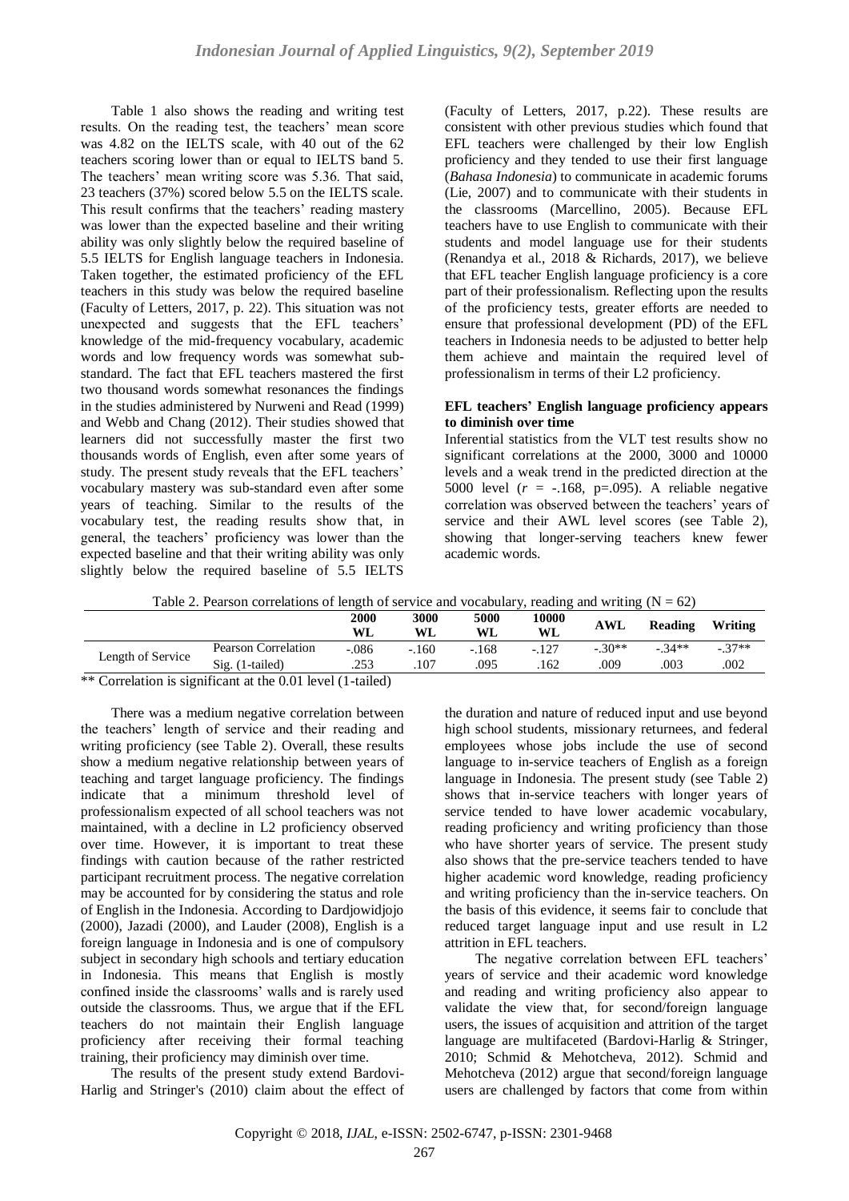Table 1 also shows the reading and writing test results. On the reading test, the teachers' mean score was 4.82 on the IELTS scale, with 40 out of the 62 teachers scoring lower than or equal to IELTS band 5. The teachers' mean writing score was 5.36. That said, 23 teachers (37%) scored below 5.5 on the IELTS scale. This result confirms that the teachers' reading mastery was lower than the expected baseline and their writing ability was only slightly below the required baseline of 5.5 IELTS for English language teachers in Indonesia. Taken together, the estimated proficiency of the EFL teachers in this study was below the required baseline (Faculty of Letters, 2017, p. 22). This situation was not unexpected and suggests that the EFL teachers' knowledge of the mid-frequency vocabulary, academic words and low frequency words was somewhat sub-standard. The fact that EFL teachers mastered the first two thousand words somewhat resonances the findings in the studies administered by Nurweni and Read (1999) and Webb and Chang (2012). Their studies showed that learners did not successfully master the first two thousands words of English, even after some years of study. The present study reveals that the EFL teachers' vocabulary mastery was sub-standard even after some years of teaching. Similar to the results of the vocabulary test, the reading results show that, in general, the teachers' proficiency was lower than the expected baseline and that their writing ability was only slightly below the required baseline of 5.5 IELTS (Faculty of Letters, 2017, p.22). These results are consistent with other previous studies which found that EFL teachers were challenged by their low English proficiency and they tended to use their first language (*Bahasa Indonesia*) to communicate in academic forums (Lie, 2007) and to communicate with their students in the classrooms (Marcellino, 2005). Because EFL teachers have to use English to communicate with their students and model language use for their students (Renandya et al., 2018 & Richards, 2017), we believe that EFL teacher English language proficiency is a core part of their professionalism. Reflecting upon the results of the proficiency tests, greater efforts are needed to ensure that professional development (PD) of the EFL teachers in Indonesia needs to be adjusted to better help them achieve and maintain the required level of professionalism in terms of their L2 proficiency.

### EFL teachers' English language proficiency appears to diminish over time

Inferential statistics from the VLT test results show no significant correlations at the 2000, 3000 and 10000 levels and a weak trend in the predicted direction at the 5000 level ($r$ = -.168, p=.095). A reliable negative correlation was observed between the teachers' years of service and their AWL level scores (see Table 2), showing that longer-serving teachers knew fewer academic words.

Table 2. Pearson correlations of length of service and vocabulary, reading and writing (N = 62)

| | | 2000 WL | 3000 WL | 5000 WL | 10000 WL | AWL | Reading | Writing |
|---|---|---|---|---|---|---|---|---|
| Length of Service | Pearson Correlation | -.086 | -.160 | -.168 | -.127 | -.30** | -.34** | -.37** |
| | Sig. (1-tailed) | .253 | .107 | .095 | .162 | .009 | .003 | .002 |

** Correlation is significant at the 0.01 level (1-tailed)

There was a medium negative correlation between the teachers' length of service and their reading and writing proficiency (see Table 2). Overall, these results show a medium negative relationship between years of teaching and target language proficiency. The findings indicate that a minimum threshold level of professionalism expected of all school teachers was not maintained, with a decline in L2 proficiency observed over time. However, it is important to treat these findings with caution because of the rather restricted participant recruitment process. The negative correlation may be accounted for by considering the status and role of English in the Indonesia. According to Dardjowidjojo (2000), Jazadi (2000), and Lauder (2008), English is a foreign language in Indonesia and is one of compulsory subject in secondary high schools and tertiary education in Indonesia. This means that English is mostly confined inside the classrooms' walls and is rarely used outside the classrooms. Thus, we argue that if the EFL teachers do not maintain their English language proficiency after receiving their formal teaching training, their proficiency may diminish over time.

The results of the present study extend Bardovi-Harlig and Stringer's (2010) claim about the effect of the duration and nature of reduced input and use beyond high school students, missionary returnees, and federal employees whose jobs include the use of second language to in-service teachers of English as a foreign language in Indonesia. The present study (see Table 2) shows that in-service teachers with longer years of service tended to have lower academic vocabulary, reading proficiency and writing proficiency than those who have shorter years of service. The present study also shows that the pre-service teachers tended to have higher academic word knowledge, reading proficiency and writing proficiency than the in-service teachers. On the basis of this evidence, it seems fair to conclude that reduced target language input and use result in L2 attrition in EFL teachers.

The negative correlation between EFL teachers' years of service and their academic word knowledge and reading and writing proficiency also appear to validate the view that, for second/foreign language users, the issues of acquisition and attrition of the target language are multifaceted (Bardovi-Harlig & Stringer, 2010; Schmid & Mehotcheva, 2012). Schmid and Mehotcheva (2012) argue that second/foreign language users are challenged by factors that come from within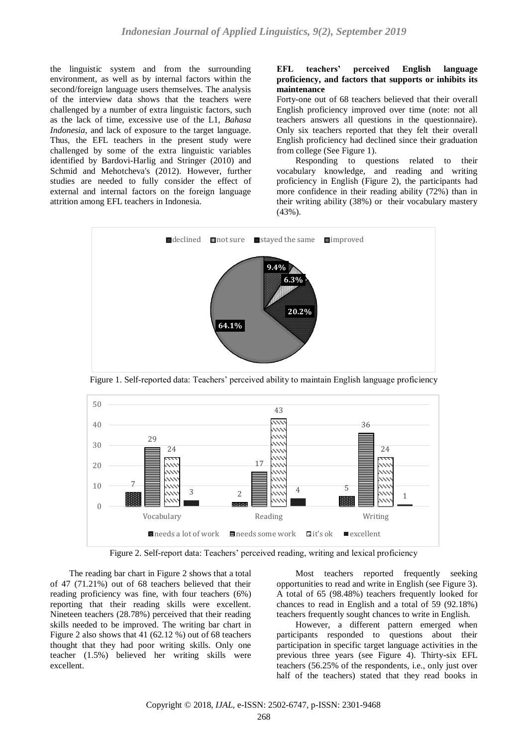the linguistic system and from the surrounding environment, as well as by internal factors within the second/foreign language users themselves. The analysis of the interview data shows that the teachers were challenged by a number of extra linguistic factors, such as the lack of time, excessive use of the L1, *Bahasa Indonesia*, and lack of exposure to the target language. Thus, the EFL teachers in the present study were challenged by some of the extra linguistic variables identified by Bardovi-Harlig and Stringer (2010) and Schmid and Mehotcheva's (2012). However, further studies are needed to fully consider the effect of external and internal factors on the foreign language attrition among EFL teachers in Indonesia.

**EFL teachers' perceived English language proficiency, and factors that supports or inhibits its maintenance**

Forty-one out of 68 teachers believed that their overall English proficiency improved over time (note: not all teachers answers all questions in the questionnaire). Only six teachers reported that they felt their overall English proficiency had declined since their graduation from college (See Figure 1).

Responding to questions related to their vocabulary knowledge, and reading and writing proficiency in English (Figure 2), the participants had more confidence in their reading ability (72%) than in their writing ability (38%) or their vocabulary mastery (43%).

Figure 1. Self-reported data: Teachers' perceived ability to maintain English language proficiency

Figure 2. Self-report data: Teachers' perceived reading, writing and lexical proficiency

The reading bar chart in Figure 2 shows that a total of 47 (71.21%) out of 68 teachers believed that their reading proficiency was fine, with four teachers (6%) reporting that their reading skills were excellent. Nineteen teachers (28.78%) perceived that their reading skills needed to be improved. The writing bar chart in Figure 2 also shows that 41 (62.12 %) out of 68 teachers thought that they had poor writing skills. Only one teacher (1.5%) believed her writing skills were excellent.

Most teachers reported frequently seeking opportunities to read and write in English (see Figure 3). A total of 65 (98.48%) teachers frequently looked for chances to read in English and a total of 59 (92.18%) teachers frequently sought chances to write in English.

However, a different pattern emerged when participants responded to questions about their participation in specific target language activities in the previous three years (see Figure 4). Thirty-six EFL teachers (56.25% of the respondents, i.e., only just over half of the teachers) stated that they read books in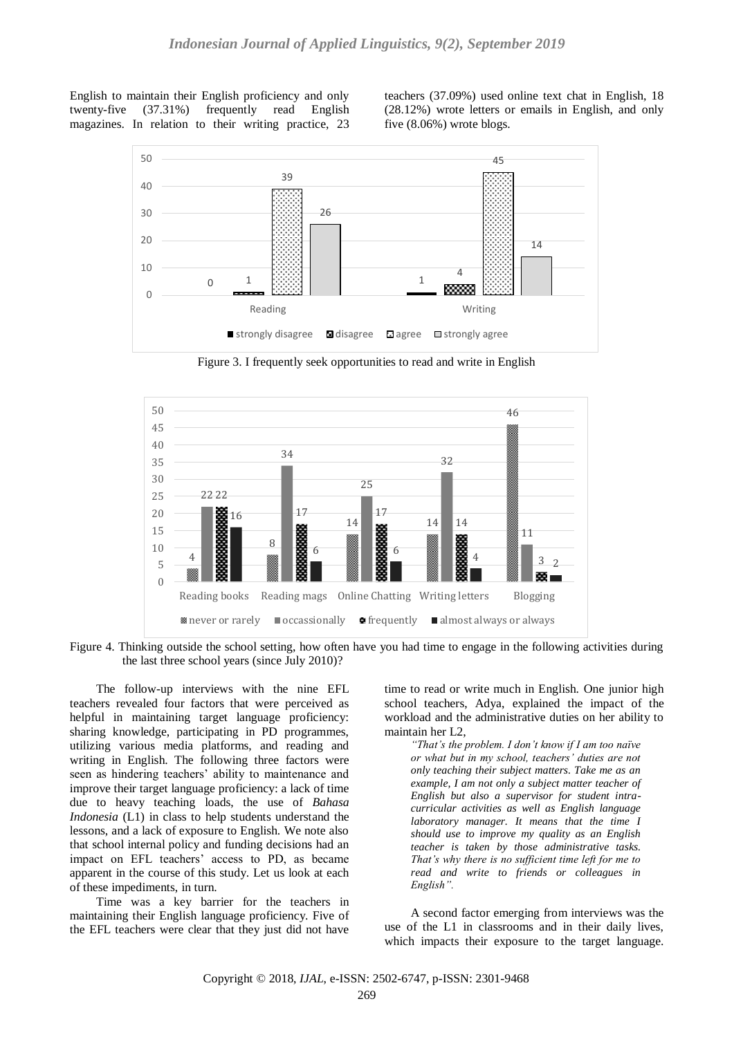English to maintain their English proficiency and only twenty-five (37.31%) frequently read English magazines. In relation to their writing practice, 23 teachers (37.09%) used online text chat in English, 18 (28.12%) wrote letters or emails in English, and only five (8.06%) wrote blogs.

Figure 3. I frequently seek opportunities to read and write in English

Figure 4. Thinking outside the school setting, how often have you had time to engage in the following activities during the last three school years (since July 2010)?

The follow-up interviews with the nine EFL teachers revealed four factors that were perceived as helpful in maintaining target language proficiency: sharing knowledge, participating in PD programmes, utilizing various media platforms, and reading and writing in English. The following three factors were seen as hindering teachers' ability to maintenance and improve their target language proficiency: a lack of time due to heavy teaching loads, the use of *Bahasa Indonesia* (L1) in class to help students understand the lessons, and a lack of exposure to English. We note also that school internal policy and funding decisions had an impact on EFL teachers' access to PD, as became apparent in the course of this study. Let us look at each of these impediments, in turn.

Time was a key barrier for the teachers in maintaining their English language proficiency. Five of the EFL teachers were clear that they just did not have time to read or write much in English. One junior high school teachers, Adya, explained the impact of the workload and the administrative duties on her ability to maintain her L2,

> *"That's the problem. I don't know if I am too naïve or what but in my school, teachers' duties are not only teaching their subject matters. Take me as an example, I am not only a subject matter teacher of English but also a supervisor for student intra-curricular activities as well as English language laboratory manager. It means that the time I should use to improve my quality as an English teacher is taken by those administrative tasks. That's why there is no sufficient time left for me to read and write to friends or colleagues in English".*

A second factor emerging from interviews was the use of the L1 in classrooms and in their daily lives, which impacts their exposure to the target language.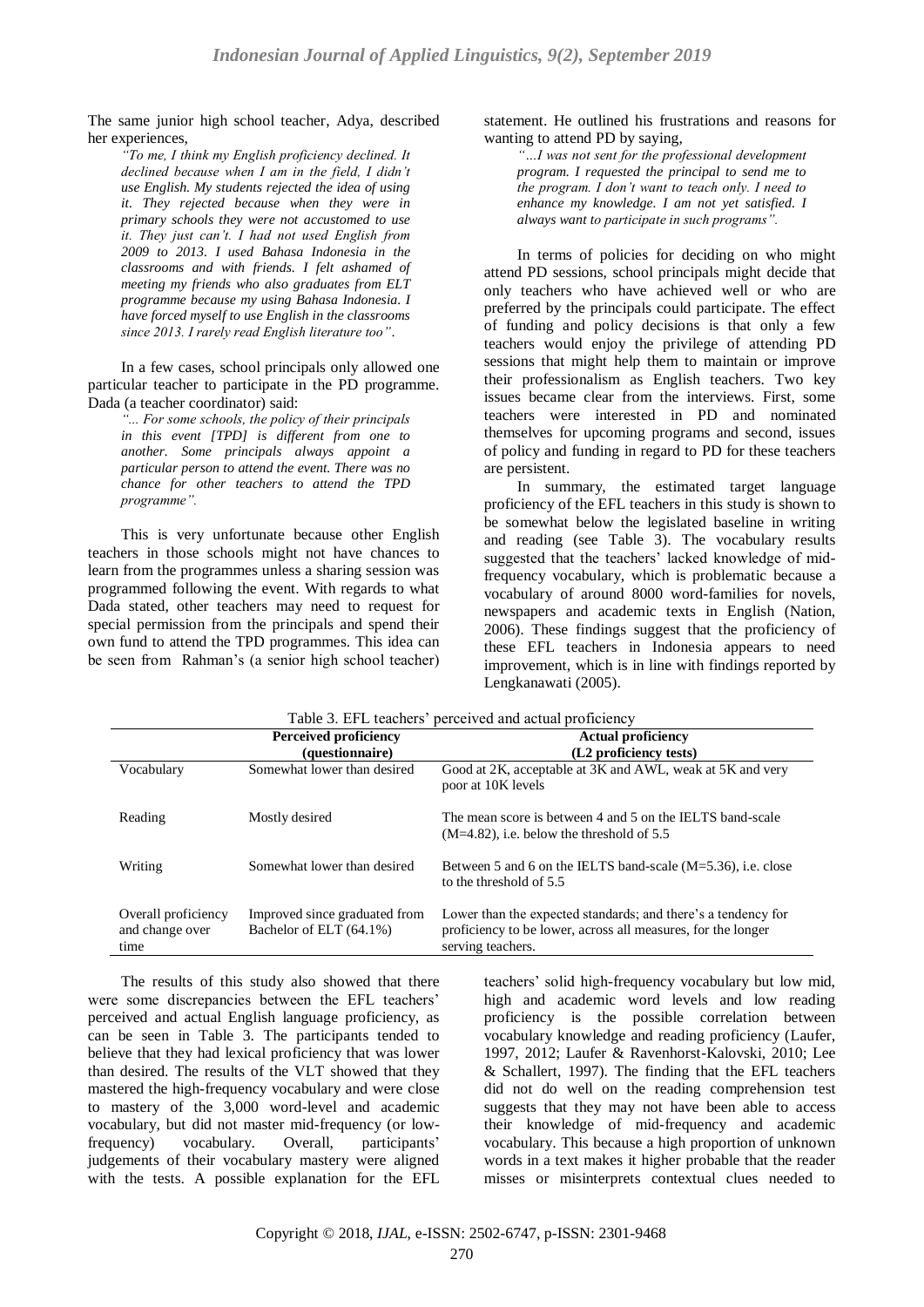The same junior high school teacher, Adya, described her experiences,

> *"To me, I think my English proficiency declined. It declined because when I am in the field, I didn't use English. My students rejected the idea of using it. They rejected because when they were in primary schools they were not accustomed to use it. They just can't. I had not used English from 2009 to 2013. I used Bahasa Indonesia in the classrooms and with friends. I felt ashamed of meeting my friends who also graduates from ELT programme because my using Bahasa Indonesia. I have forced myself to use English in the classrooms since 2013. I rarely read English literature too".*

In a few cases, school principals only allowed one particular teacher to participate in the PD programme. Dada (a teacher coordinator) said:

> *"... For some schools, the policy of their principals in this event [TPD] is different from one to another. Some principals always appoint a particular person to attend the event. There was no chance for other teachers to attend the TPD programme".*

This is very unfortunate because other English teachers in those schools might not have chances to learn from the programmes unless a sharing session was programmed following the event. With regards to what Dada stated, other teachers may need to request for special permission from the principals and spend their own fund to attend the TPD programmes. This idea can be seen from Rahman's (a senior high school teacher) statement. He outlined his frustrations and reasons for wanting to attend PD by saying,

> *"...I was not sent for the professional development program. I requested the principal to send me to the program. I don't want to teach only. I need to enhance my knowledge. I am not yet satisfied. I always want to participate in such programs".*

In terms of policies for deciding on who might attend PD sessions, school principals might decide that only teachers who have achieved well or who are preferred by the principals could participate. The effect of funding and policy decisions is that only a few teachers would enjoy the privilege of attending PD sessions that might help them to maintain or improve their professionalism as English teachers. Two key issues became clear from the interviews. First, some teachers were interested in PD and nominated themselves for upcoming programs and second, issues of policy and funding in regard to PD for these teachers are persistent.

In summary, the estimated target language proficiency of the EFL teachers in this study is shown to be somewhat below the legislated baseline in writing and reading (see Table 3). The vocabulary results suggested that the teachers' lacked knowledge of mid-frequency vocabulary, which is problematic because a vocabulary of around 8000 word-families for novels, newspapers and academic texts in English (Nation, 2006). These findings suggest that the proficiency of these EFL teachers in Indonesia appears to need improvement, which is in line with findings reported by Lengkanawati (2005).

Table 3. EFL teachers' perceived and actual proficiency

| | **Perceived proficiency (questionnaire)** | **Actual proficiency (L2 proficiency tests)** |
|---|---|---|
| Vocabulary | Somewhat lower than desired | Good at 2K, acceptable at 3K and AWL, weak at 5K and very poor at 10K levels |
| Reading | Mostly desired | The mean score is between 4 and 5 on the IELTS band-scale (M=4.82), i.e. below the threshold of 5.5 |
| Writing | Somewhat lower than desired | Between 5 and 6 on the IELTS band-scale (M=5.36), i.e. close to the threshold of 5.5 |
| Overall proficiency and change over time | Improved since graduated from Bachelor of ELT (64.1%) | Lower than the expected standards; and there's a tendency for proficiency to be lower, across all measures, for the longer serving teachers. |

The results of this study also showed that there were some discrepancies between the EFL teachers' perceived and actual English language proficiency, as can be seen in Table 3. The participants tended to believe that they had lexical proficiency that was lower than desired. The results of the VLT showed that they mastered the high-frequency vocabulary and were close to mastery of the 3,000 word-level and academic vocabulary, but did not master mid-frequency (or low-frequency) vocabulary. Overall, participants' judgements of their vocabulary mastery were aligned with the tests. A possible explanation for the EFL teachers' solid high-frequency vocabulary but low mid, high and academic word levels and low reading proficiency is the possible correlation between vocabulary knowledge and reading proficiency (Laufer, 1997, 2012; Laufer & Ravenhorst-Kalovski, 2010; Lee & Schallert, 1997). The finding that the EFL teachers did not do well on the reading comprehension test suggests that they may not have been able to access their knowledge of mid-frequency and academic vocabulary. This because a high proportion of unknown words in a text makes it higher probable that the reader misses or misinterprets contextual clues needed to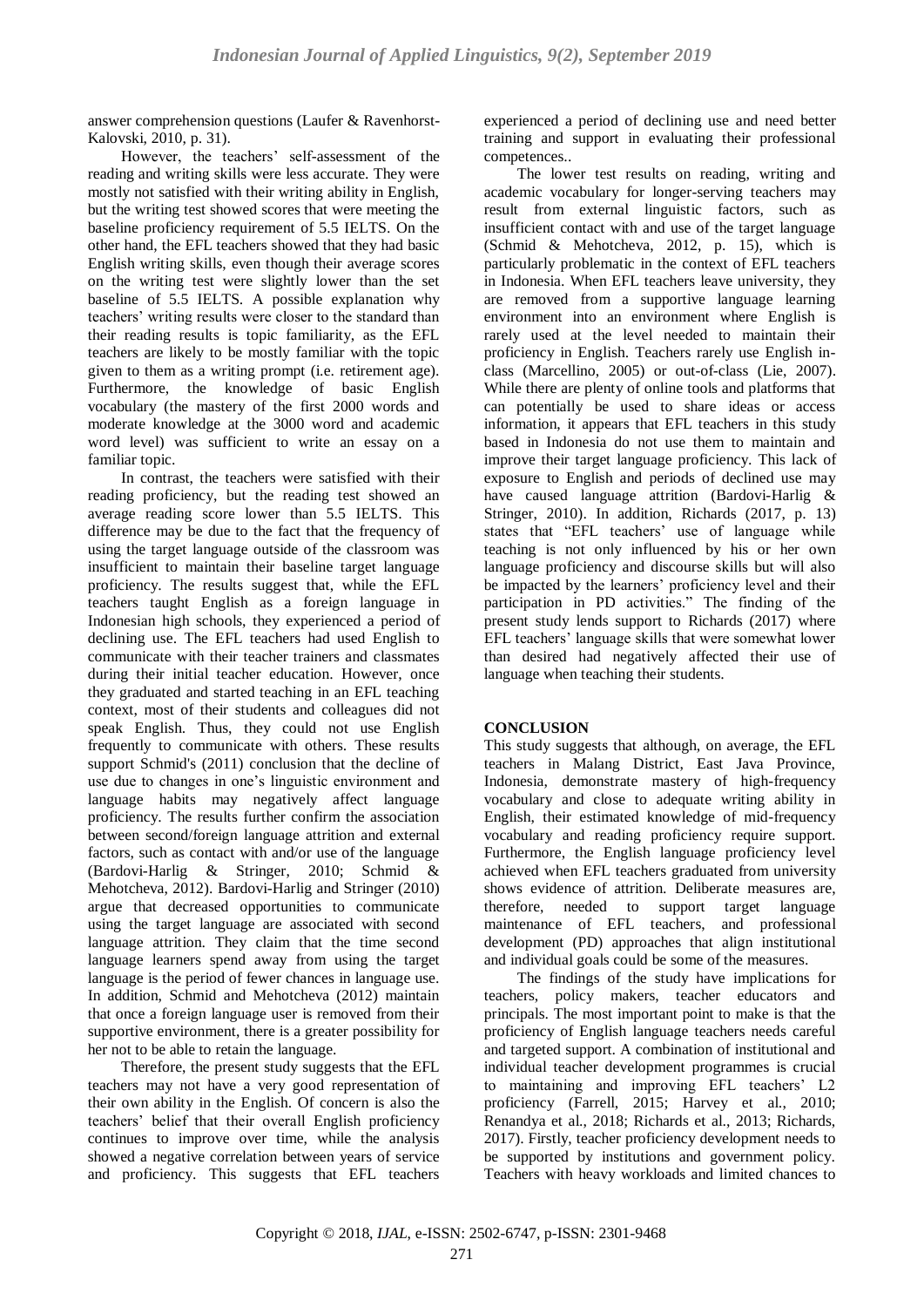answer comprehension questions (Laufer & Ravenhorst-Kalovski, 2010, p. 31).

However, the teachers' self-assessment of the reading and writing skills were less accurate. They were mostly not satisfied with their writing ability in English, but the writing test showed scores that were meeting the baseline proficiency requirement of 5.5 IELTS. On the other hand, the EFL teachers showed that they had basic English writing skills, even though their average scores on the writing test were slightly lower than the set baseline of 5.5 IELTS. A possible explanation why teachers' writing results were closer to the standard than their reading results is topic familiarity, as the EFL teachers are likely to be mostly familiar with the topic given to them as a writing prompt (i.e. retirement age). Furthermore, the knowledge of basic English vocabulary (the mastery of the first 2000 words and moderate knowledge at the 3000 word and academic word level) was sufficient to write an essay on a familiar topic.

In contrast, the teachers were satisfied with their reading proficiency, but the reading test showed an average reading score lower than 5.5 IELTS. This difference may be due to the fact that the frequency of using the target language outside of the classroom was insufficient to maintain their baseline target language proficiency. The results suggest that, while the EFL teachers taught English as a foreign language in Indonesian high schools, they experienced a period of declining use. The EFL teachers had used English to communicate with their teacher trainers and classmates during their initial teacher education. However, once they graduated and started teaching in an EFL teaching context, most of their students and colleagues did not speak English. Thus, they could not use English frequently to communicate with others. These results support Schmid's (2011) conclusion that the decline of use due to changes in one's linguistic environment and language habits may negatively affect language proficiency. The results further confirm the association between second/foreign language attrition and external factors, such as contact with and/or use of the language (Bardovi-Harlig & Stringer, 2010; Schmid & Mehotcheva, 2012). Bardovi-Harlig and Stringer (2010) argue that decreased opportunities to communicate using the target language are associated with second language attrition. They claim that the time second language learners spend away from using the target language is the period of fewer chances in language use. In addition, Schmid and Mehotcheva (2012) maintain that once a foreign language user is removed from their supportive environment, there is a greater possibility for her not to be able to retain the language.

Therefore, the present study suggests that the EFL teachers may not have a very good representation of their own ability in the English. Of concern is also the teachers' belief that their overall English proficiency continues to improve over time, while the analysis showed a negative correlation between years of service and proficiency. This suggests that EFL teachers experienced a period of declining use and need better training and support in evaluating their professional competences..

The lower test results on reading, writing and academic vocabulary for longer-serving teachers may result from external linguistic factors, such as insufficient contact with and use of the target language (Schmid & Mehotcheva, 2012, p. 15), which is particularly problematic in the context of EFL teachers in Indonesia. When EFL teachers leave university, they are removed from a supportive language learning environment into an environment where English is rarely used at the level needed to maintain their proficiency in English. Teachers rarely use English in-class (Marcellino, 2005) or out-of-class (Lie, 2007). While there are plenty of online tools and platforms that can potentially be used to share ideas or access information, it appears that EFL teachers in this study based in Indonesia do not use them to maintain and improve their target language proficiency. This lack of exposure to English and periods of declined use may have caused language attrition (Bardovi-Harlig & Stringer, 2010). In addition, Richards (2017, p. 13) states that "EFL teachers' use of language while teaching is not only influenced by his or her own language proficiency and discourse skills but will also be impacted by the learners' proficiency level and their participation in PD activities." The finding of the present study lends support to Richards (2017) where EFL teachers' language skills that were somewhat lower than desired had negatively affected their use of language when teaching their students.

## CONCLUSION

This study suggests that although, on average, the EFL teachers in Malang District, East Java Province, Indonesia, demonstrate mastery of high-frequency vocabulary and close to adequate writing ability in English, their estimated knowledge of mid-frequency vocabulary and reading proficiency require support. Furthermore, the English language proficiency level achieved when EFL teachers graduated from university shows evidence of attrition. Deliberate measures are, therefore, needed to support target language maintenance of EFL teachers, and professional development (PD) approaches that align institutional and individual goals could be some of the measures.

The findings of the study have implications for teachers, policy makers, teacher educators and principals. The most important point to make is that the proficiency of English language teachers needs careful and targeted support. A combination of institutional and individual teacher development programmes is crucial to maintaining and improving EFL teachers' L2 proficiency (Farrell, 2015; Harvey et al., 2010; Renandya et al., 2018; Richards et al., 2013; Richards, 2017). Firstly, teacher proficiency development needs to be supported by institutions and government policy. Teachers with heavy workloads and limited chances to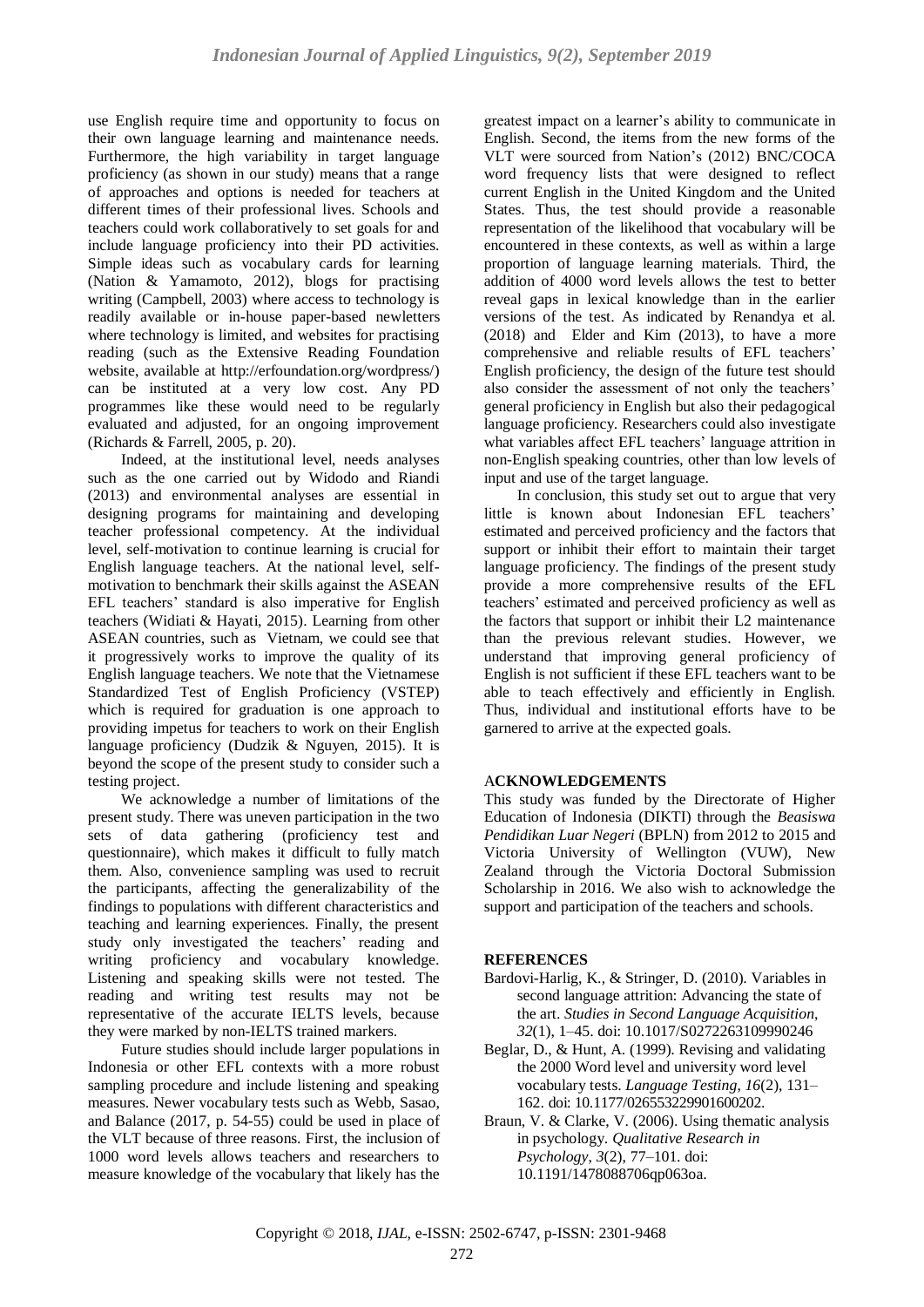use English require time and opportunity to focus on their own language learning and maintenance needs. Furthermore, the high variability in target language proficiency (as shown in our study) means that a range of approaches and options is needed for teachers at different times of their professional lives. Schools and teachers could work collaboratively to set goals for and include language proficiency into their PD activities. Simple ideas such as vocabulary cards for learning (Nation & Yamamoto, 2012), blogs for practising writing (Campbell, 2003) where access to technology is readily available or in-house paper-based newletters where technology is limited, and websites for practising reading (such as the Extensive Reading Foundation website, available at http://erfoundation.org/wordpress/) can be instituted at a very low cost. Any PD programmes like these would need to be regularly evaluated and adjusted, for an ongoing improvement (Richards & Farrell, 2005, p. 20).

Indeed, at the institutional level, needs analyses such as the one carried out by Widodo and Riandi (2013) and environmental analyses are essential in designing programs for maintaining and developing teacher professional competency. At the individual level, self-motivation to continue learning is crucial for English language teachers. At the national level, self-motivation to benchmark their skills against the ASEAN EFL teachers' standard is also imperative for English teachers (Widiati & Hayati, 2015). Learning from other ASEAN countries, such as Vietnam, we could see that it progressively works to improve the quality of its English language teachers. We note that the Vietnamese Standardized Test of English Proficiency (VSTEP) which is required for graduation is one approach to providing impetus for teachers to work on their English language proficiency (Dudzik & Nguyen, 2015). It is beyond the scope of the present study to consider such a testing project.

We acknowledge a number of limitations of the present study. There was uneven participation in the two sets of data gathering (proficiency test and questionnaire), which makes it difficult to fully match them. Also, convenience sampling was used to recruit the participants, affecting the generalizability of the findings to populations with different characteristics and teaching and learning experiences. Finally, the present study only investigated the teachers' reading and writing proficiency and vocabulary knowledge. Listening and speaking skills were not tested. The reading and writing test results may not be representative of the accurate IELTS levels, because they were marked by non-IELTS trained markers.

Future studies should include larger populations in Indonesia or other EFL contexts with a more robust sampling procedure and include listening and speaking measures. Newer vocabulary tests such as Webb, Sasao, and Balance (2017, p. 54-55) could be used in place of the VLT because of three reasons. First, the inclusion of 1000 word levels allows teachers and researchers to measure knowledge of the vocabulary that likely has the greatest impact on a learner's ability to communicate in English. Second, the items from the new forms of the VLT were sourced from Nation's (2012) BNC/COCA word frequency lists that were designed to reflect current English in the United Kingdom and the United States. Thus, the test should provide a reasonable representation of the likelihood that vocabulary will be encountered in these contexts, as well as within a large proportion of language learning materials. Third, the addition of 4000 word levels allows the test to better reveal gaps in lexical knowledge than in the earlier versions of the test. As indicated by Renandya et al. (2018) and Elder and Kim (2013), to have a more comprehensive and reliable results of EFL teachers' English proficiency, the design of the future test should also consider the assessment of not only the teachers' general proficiency in English but also their pedagogical language proficiency. Researchers could also investigate what variables affect EFL teachers' language attrition in non-English speaking countries, other than low levels of input and use of the target language.

In conclusion, this study set out to argue that very little is known about Indonesian EFL teachers' estimated and perceived proficiency and the factors that support or inhibit their effort to maintain their target language proficiency. The findings of the present study provide a more comprehensive results of the EFL teachers' estimated and perceived proficiency as well as the factors that support or inhibit their L2 maintenance than the previous relevant studies. However, we understand that improving general proficiency of English is not sufficient if these EFL teachers want to be able to teach effectively and efficiently in English. Thus, individual and institutional efforts have to be garnered to arrive at the expected goals.

## ACKNOWLEDGEMENTS

This study was funded by the Directorate of Higher Education of Indonesia (DIKTI) through the *Beasiswa Pendidikan Luar Negeri* (BPLN) from 2012 to 2015 and Victoria University of Wellington (VUW), New Zealand through the Victoria Doctoral Submission Scholarship in 2016. We also wish to acknowledge the support and participation of the teachers and schools.

## REFERENCES

Bardovi-Harlig, K., & Stringer, D. (2010). Variables in second language attrition: Advancing the state of the art. *Studies in Second Language Acquisition*, *32*(1), 1–45. doi: 10.1017/S0272263109990246

Beglar, D., & Hunt, A. (1999). Revising and validating the 2000 Word level and university word level vocabulary tests. *Language Testing*, *16*(2), 131–162. doi: 10.1177/026553229901600202.

Braun, V. & Clarke, V. (2006). Using thematic analysis in psychology. *Qualitative Research in Psychology*, *3*(2), 77–101. doi: 10.1191/1478088706qp063oa.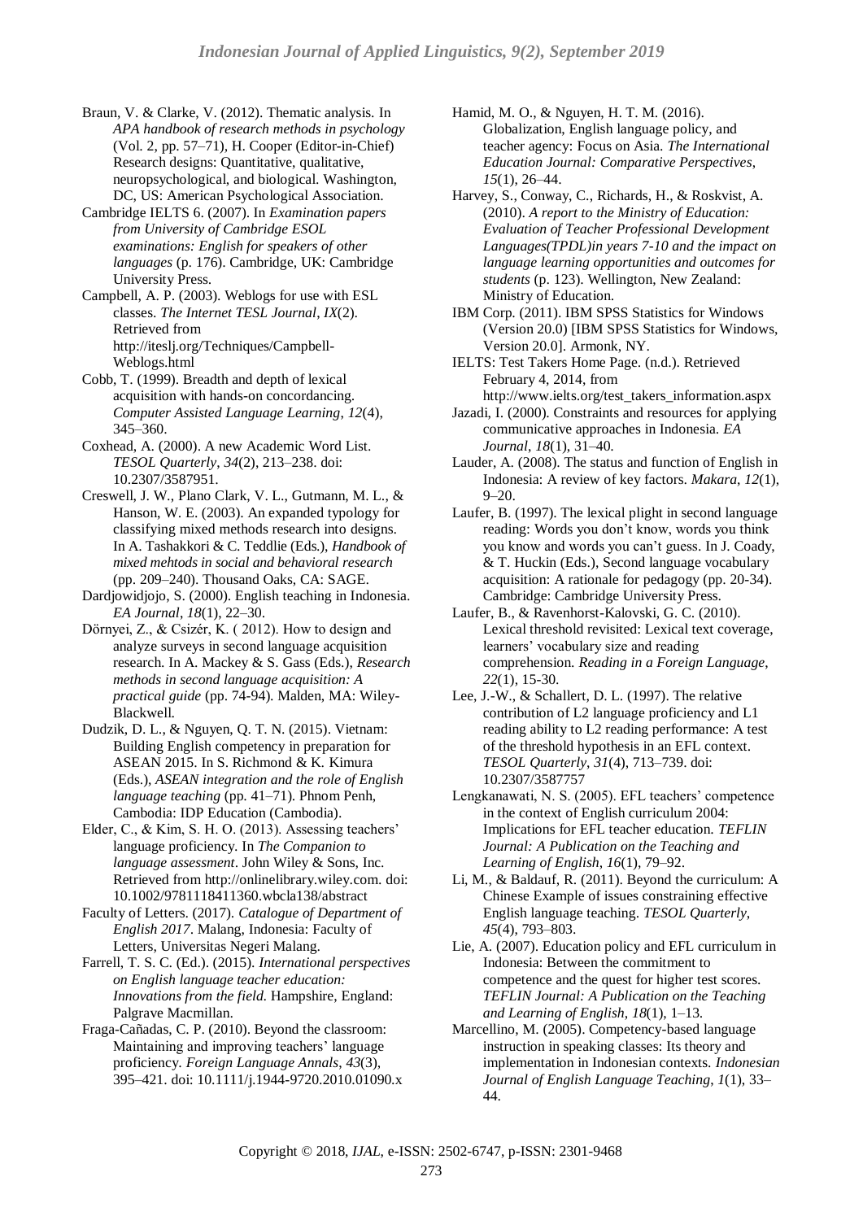Braun, V. & Clarke, V. (2012). Thematic analysis. In *APA handbook of research methods in psychology* (Vol. 2, pp. 57–71), H. Cooper (Editor-in-Chief) Research designs: Quantitative, qualitative, neuropsychological, and biological. Washington, DC, US: American Psychological Association.

Cambridge IELTS 6. (2007). In *Examination papers from University of Cambridge ESOL examinations: English for speakers of other languages* (p. 176). Cambridge, UK: Cambridge University Press.

Campbell, A. P. (2003). Weblogs for use with ESL classes. *The Internet TESL Journal*, *IX*(2). Retrieved from http://iteslj.org/Techniques/Campbell-Weblogs.html

Cobb, T. (1999). Breadth and depth of lexical acquisition with hands-on concordancing. *Computer Assisted Language Learning*, *12*(4), 345–360.

Coxhead, A. (2000). A new Academic Word List. *TESOL Quarterly*, *34*(2), 213–238. doi: 10.2307/3587951.

Creswell, J. W., Plano Clark, V. L., Gutmann, M. L., & Hanson, W. E. (2003). An expanded typology for classifying mixed methods research into designs. In A. Tashakkori & C. Teddlie (Eds.), *Handbook of mixed mehtods in social and behavioral research* (pp. 209–240). Thousand Oaks, CA: SAGE.

Dardjowidjojo, S. (2000). English teaching in Indonesia. *EA Journal*, *18*(1), 22–30.

Dörnyei, Z., & Csizér, K. ( 2012). How to design and analyze surveys in second language acquisition research. In A. Mackey & S. Gass (Eds.), *Research methods in second language acquisition: A practical guide* (pp. 74-94). Malden, MA: Wiley-Blackwell.

Dudzik, D. L., & Nguyen, Q. T. N. (2015). Vietnam: Building English competency in preparation for ASEAN 2015. In S. Richmond & K. Kimura (Eds.), *ASEAN integration and the role of English language teaching* (pp. 41–71). Phnom Penh, Cambodia: IDP Education (Cambodia).

Elder, C., & Kim, S. H. O. (2013). Assessing teachers' language proficiency. In *The Companion to language assessment*. John Wiley & Sons, Inc. Retrieved from http://onlinelibrary.wiley.com. doi: 10.1002/9781118411360.wbcla138/abstract

Faculty of Letters. (2017). *Catalogue of Department of English 2017*. Malang, Indonesia: Faculty of Letters, Universitas Negeri Malang.

Farrell, T. S. C. (Ed.). (2015). *International perspectives on English language teacher education: Innovations from the field.* Hampshire, England: Palgrave Macmillan.

Fraga-Cañadas, C. P. (2010). Beyond the classroom: Maintaining and improving teachers' language proficiency. *Foreign Language Annals*, *43*(3), 395–421. doi: 10.1111/j.1944-9720.2010.01090.x

Hamid, M. O., & Nguyen, H. T. M. (2016). Globalization, English language policy, and teacher agency: Focus on Asia. *The International Education Journal: Comparative Perspectives*, *15*(1), 26–44.

Harvey, S., Conway, C., Richards, H., & Roskvist, A. (2010). *A report to the Ministry of Education: Evaluation of Teacher Professional Development Languages(TPDL)in years 7-10 and the impact on language learning opportunities and outcomes for students* (p. 123). Wellington, New Zealand: Ministry of Education.

IBM Corp. (2011). IBM SPSS Statistics for Windows (Version 20.0) [IBM SPSS Statistics for Windows, Version 20.0]. Armonk, NY.

IELTS: Test Takers Home Page. (n.d.). Retrieved February 4, 2014, from http://www.ielts.org/test_takers_information.aspx

Jazadi, I. (2000). Constraints and resources for applying communicative approaches in Indonesia. *EA Journal*, *18*(1), 31–40.

Lauder, A. (2008). The status and function of English in Indonesia: A review of key factors. *Makara*, *12*(1), 9–20.

Laufer, B. (1997). The lexical plight in second language reading: Words you don't know, words you think you know and words you can't guess. In J. Coady, & T. Huckin (Eds.), Second language vocabulary acquisition: A rationale for pedagogy (pp. 20-34). Cambridge: Cambridge University Press.

Laufer, B., & Ravenhorst-Kalovski, G. C. (2010). Lexical threshold revisited: Lexical text coverage, learners' vocabulary size and reading comprehension. *Reading in a Foreign Language*, *22*(1), 15-30.

Lee, J.-W., & Schallert, D. L. (1997). The relative contribution of L2 language proficiency and L1 reading ability to L2 reading performance: A test of the threshold hypothesis in an EFL context. *TESOL Quarterly*, *31*(4), 713–739. doi: 10.2307/3587757

Lengkanawati, N. S. (2005). EFL teachers' competence in the context of English curriculum 2004: Implications for EFL teacher education. *TEFLIN Journal: A Publication on the Teaching and Learning of English*, *16*(1), 79–92.

Li, M., & Baldauf, R. (2011). Beyond the curriculum: A Chinese Example of issues constraining effective English language teaching. *TESOL Quarterly*, *45*(4), 793–803.

Lie, A. (2007). Education policy and EFL curriculum in Indonesia: Between the commitment to competence and the quest for higher test scores. *TEFLIN Journal: A Publication on the Teaching and Learning of English*, *18*(1), 1–13.

Marcellino, M. (2005). Competency-based language instruction in speaking classes: Its theory and implementation in Indonesian contexts. *Indonesian Journal of English Language Teaching*, *1*(1), 33–44.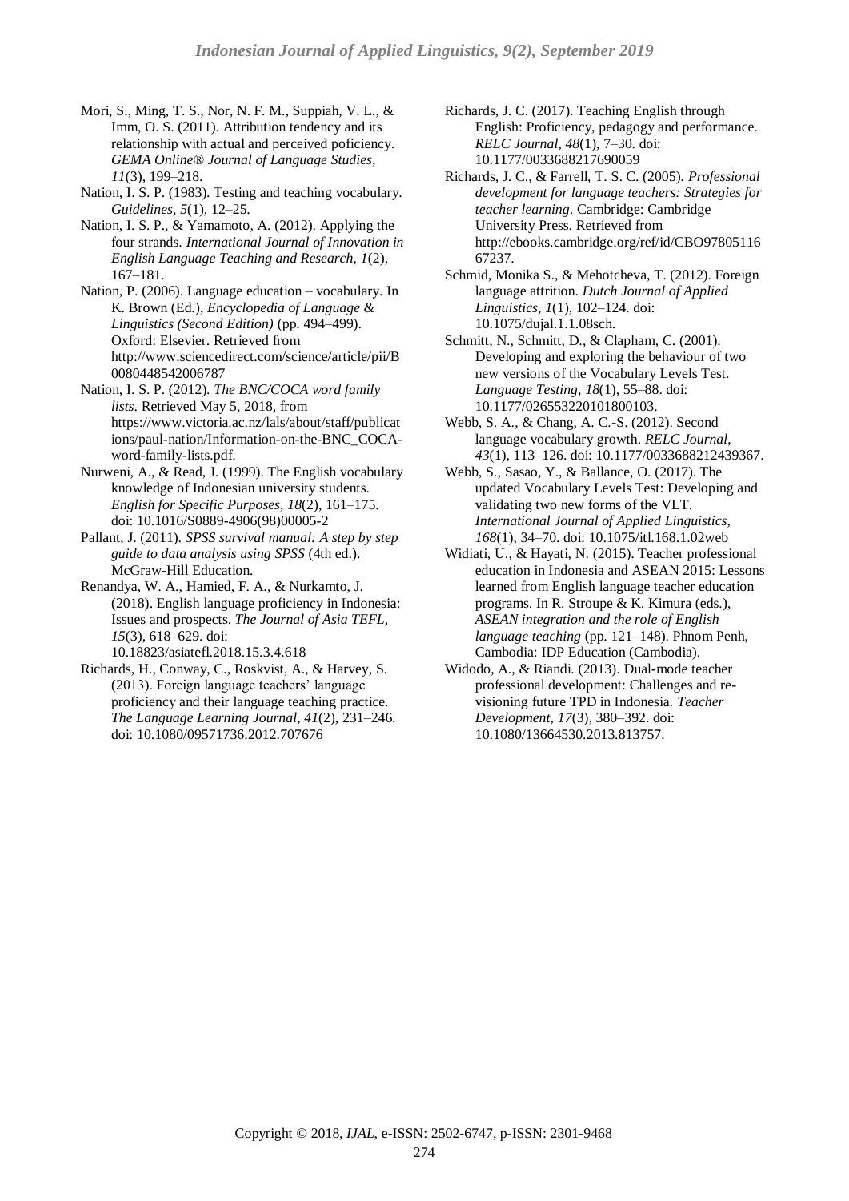Mori, S., Ming, T. S., Nor, N. F. M., Suppiah, V. L., & Imm, O. S. (2011). Attribution tendency and its relationship with actual and perceived poficiency. *GEMA Online® Journal of Language Studies*, *11*(3), 199–218.

Nation, I. S. P. (1983). Testing and teaching vocabulary. *Guidelines*, *5*(1), 12–25.

Nation, I. S. P., & Yamamoto, A. (2012). Applying the four strands. *International Journal of Innovation in English Language Teaching and Research, 1*(2), 167–181.

Nation, P. (2006). Language education – vocabulary. In K. Brown (Ed.), *Encyclopedia of Language & Linguistics (Second Edition)* (pp. 494–499). Oxford: Elsevier. Retrieved from http://www.sciencedirect.com/science/article/pii/B0080448542006787

Nation, I. S. P. (2012). *The BNC/COCA word family lists*. Retrieved May 5, 2018, from https://www.victoria.ac.nz/lals/about/staff/publications/paul-nation/Information-on-the-BNC_COCA-word-family-lists.pdf.

Nurweni, A., & Read, J. (1999). The English vocabulary knowledge of Indonesian university students. *English for Specific Purposes*, *18*(2), 161–175. doi: 10.1016/S0889-4906(98)00005-2

Pallant, J. (2011). *SPSS survival manual: A step by step guide to data analysis using SPSS* (4th ed.). McGraw-Hill Education.

Renandya, W. A., Hamied, F. A., & Nurkamto, J. (2018). English language proficiency in Indonesia: Issues and prospects. *The Journal of Asia TEFL*, *15*(3), 618–629. doi: 10.18823/asiatefl.2018.15.3.4.618

Richards, H., Conway, C., Roskvist, A., & Harvey, S. (2013). Foreign language teachers' language proficiency and their language teaching practice. *The Language Learning Journal*, *41*(2), 231–246. doi: 10.1080/09571736.2012.707676

Richards, J. C. (2017). Teaching English through English: Proficiency, pedagogy and performance. *RELC Journal*, *48*(1), 7–30. doi: 10.1177/0033688217690059

Richards, J. C., & Farrell, T. S. C. (2005). *Professional development for language teachers: Strategies for teacher learning*. Cambridge: Cambridge University Press. Retrieved from http://ebooks.cambridge.org/ref/id/CBO9780511667237.

Schmid, Monika S., & Mehotcheva, T. (2012). Foreign language attrition. *Dutch Journal of Applied Linguistics*, *1*(1), 102–124. doi: 10.1075/dujal.1.1.08sch.

Schmitt, N., Schmitt, D., & Clapham, C. (2001). Developing and exploring the behaviour of two new versions of the Vocabulary Levels Test. *Language Testing*, *18*(1), 55–88. doi: 10.1177/026553220101800103.

Webb, S. A., & Chang, A. C.-S. (2012). Second language vocabulary growth. *RELC Journal*, *43*(1), 113–126. doi: 10.1177/0033688212439367.

Webb, S., Sasao, Y., & Ballance, O. (2017). The updated Vocabulary Levels Test: Developing and validating two new forms of the VLT. *International Journal of Applied Linguistics*, *168*(1), 34–70. doi: 10.1075/itl.168.1.02web

Widiati, U., & Hayati, N. (2015). Teacher professional education in Indonesia and ASEAN 2015: Lessons learned from English language teacher education programs. In R. Stroupe & K. Kimura (eds.), *ASEAN integration and the role of English language teaching* (pp. 121–148). Phnom Penh, Cambodia: IDP Education (Cambodia).

Widodo, A., & Riandi. (2013). Dual-mode teacher professional development: Challenges and re-visioning future TPD in Indonesia. *Teacher Development*, *17*(3), 380–392. doi: 10.1080/13664530.2013.813757.